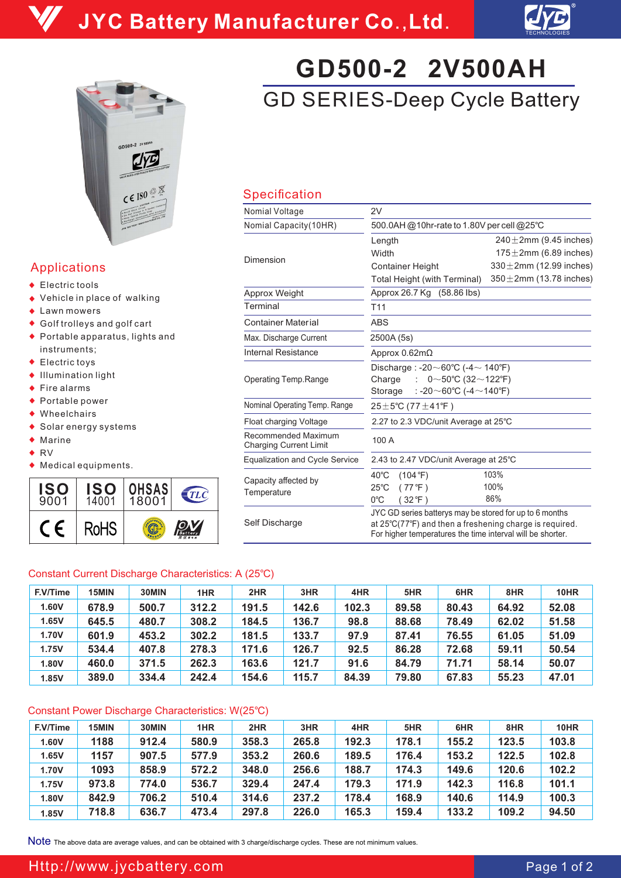# JYC Battery Manufacturer Co.,Ltd.

# GD500-2 2V500AH

## GD SERIES-Deep Cycle Battery

## Applications

- Electric tools
- Vehicle in place of walking
- Lawn mowers
- Golf trolleys and golf cart
- Portable apparatus, lights and instruments;
- Electric toys
- Illumination light
- Fire alarms
- Portable power
- Wheelchairs
- Solar energy systems
- Marine
- RV
- Medical equipments.

| ISO 9001 | ISO 14001 | OHSAS 18001 | TLC |
|---|---|---|---|
| CE | RoHS | | PV |

## Specification

| | |
|---|---|
| Nomial Voltage | 2V |
| Nomial Capacity(10HR) | 500.0AH @10hr-rate to 1.80V per cell @25℃ |
| Dimension | Length 240±2mm (9.45 inches)<br>Width 175±2mm (6.89 inches)<br>Container Height 330±2mm (12.99 inches)<br>Total Height (with Terminal) 350±2mm (13.78 inches) |
| Approx Weight | Approx 26.7 Kg (58.86 lbs) |
| Terminal | T11 |
| Container Material | ABS |
| Max. Discharge Current | 2500A (5s) |
| Internal Resistance | Approx 0.62mΩ |
| Operating Temp.Range | Discharge : -20～60℃ (-4～140℉)<br>Charge : 0～50℃ (32～122℉)<br>Storage : -20～60℃ (-4～140℉) |
| Nominal Operating Temp. Range | 25±5℃ (77±41℉) |
| Float charging Voltage | 2.27 to 2.3 VDC/unit Average at 25℃ |
| Recommended Maximum Charging Current Limit | 100 A |
| Equalization and Cycle Service | 2.43 to 2.47 VDC/unit Average at 25℃ |
| Capacity affected by Temperature | 40℃ (104℉) 103%<br>25℃ (77℉) 100%<br>0℃ (32℉) 86% |
| Self Discharge | JYC GD series batterys may be stored for up to 6 months at 25℃(77℉) and then a freshening charge is required. For higher temperatures the time interval will be shorter. |

### Constant Current Discharge Characteristics: A (25℃)

| F.V/Time | 15MIN | 30MIN | 1HR | 2HR | 3HR | 4HR | 5HR | 6HR | 8HR | 10HR |
|---|---|---|---|---|---|---|---|---|---|---|
| 1.60V | 678.9 | 500.7 | 312.2 | 191.5 | 142.6 | 102.3 | 89.58 | 80.43 | 64.92 | 52.08 |
| 1.65V | 645.5 | 480.7 | 308.2 | 184.5 | 136.7 | 98.8 | 88.68 | 78.49 | 62.02 | 51.58 |
| 1.70V | 601.9 | 453.2 | 302.2 | 181.5 | 133.7 | 97.9 | 87.41 | 76.55 | 61.05 | 51.09 |
| 1.75V | 534.4 | 407.8 | 278.3 | 171.6 | 126.7 | 92.5 | 86.28 | 72.68 | 59.11 | 50.54 |
| 1.80V | 460.0 | 371.5 | 262.3 | 163.6 | 121.7 | 91.6 | 84.79 | 71.71 | 58.14 | 50.07 |
| 1.85V | 389.0 | 334.4 | 242.4 | 154.6 | 115.7 | 84.39 | 79.80 | 67.83 | 55.23 | 47.01 |

### Constant Power Discharge Characteristics: W(25℃)

| F.V/Time | 15MIN | 30MIN | 1HR | 2HR | 3HR | 4HR | 5HR | 6HR | 8HR | 10HR |
|---|---|---|---|---|---|---|---|---|---|---|
| 1.60V | 1188 | 912.4 | 580.9 | 358.3 | 265.8 | 192.3 | 178.1 | 155.2 | 123.5 | 103.8 |
| 1.65V | 1157 | 907.5 | 577.9 | 353.2 | 260.6 | 189.5 | 176.4 | 153.2 | 122.5 | 102.8 |
| 1.70V | 1093 | 858.9 | 572.2 | 348.0 | 256.6 | 188.7 | 174.3 | 149.6 | 120.6 | 102.2 |
| 1.75V | 973.8 | 774.0 | 536.7 | 329.4 | 247.4 | 179.3 | 171.9 | 142.3 | 116.8 | 101.1 |
| 1.80V | 842.9 | 706.2 | 510.4 | 314.6 | 237.2 | 178.4 | 168.9 | 140.6 | 114.9 | 100.3 |
| 1.85V | 718.8 | 636.7 | 473.4 | 297.8 | 226.0 | 165.3 | 159.4 | 133.2 | 109.2 | 94.50 |

**Note** The above data are average values, and can be obtained with 3 charge/discharge cycles. These are not minimum values.

Http://www.jycbattery.com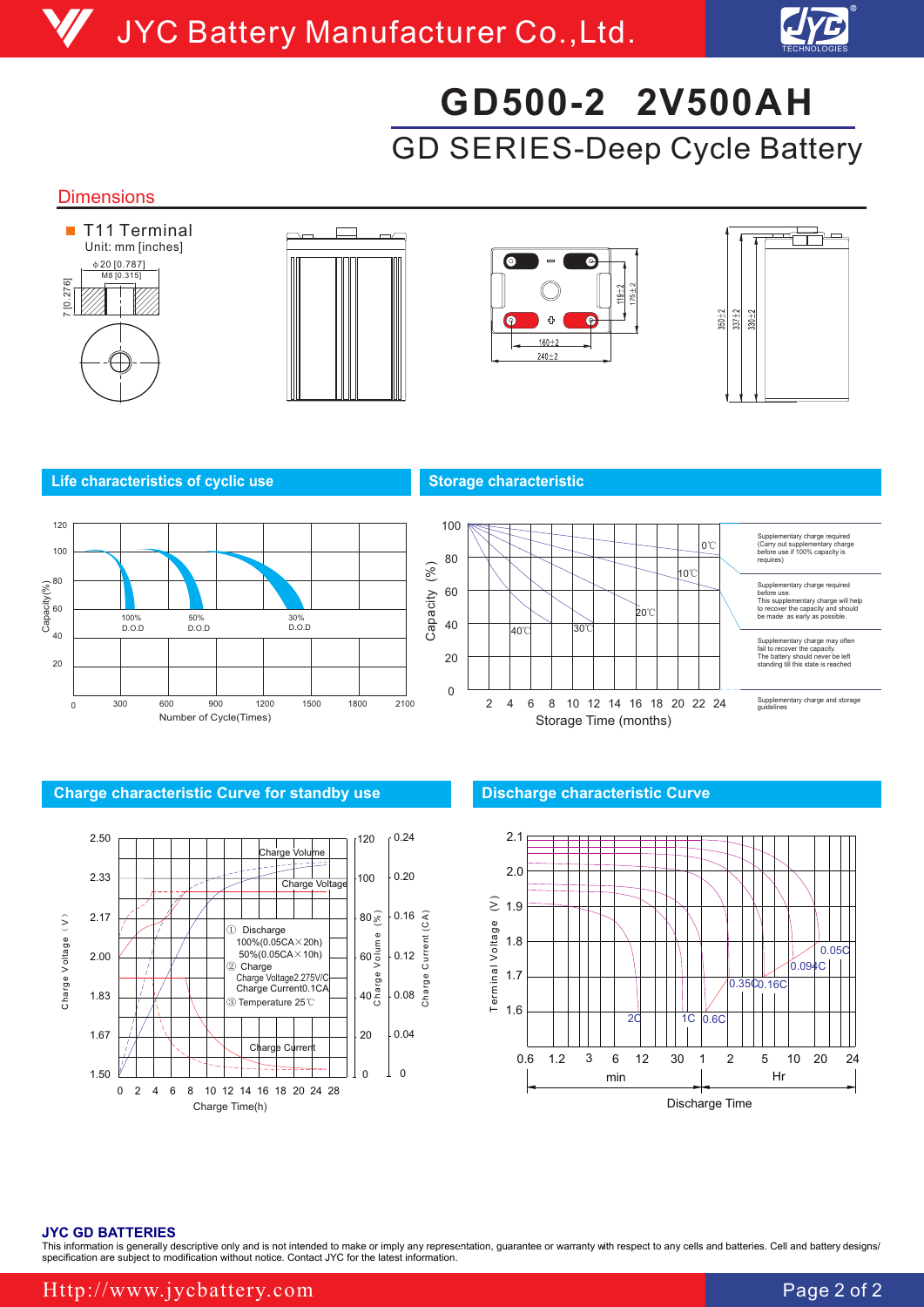# GD500-2 2V500AH

## GD SERIES-Deep Cycle Battery

## Dimensions

- T11 Terminal

Unit: mm [inches]

Φ20 [0.787]

M8 [0.315]

7 [0.276]

119±2

175±2

160±2

240±2

350±2

337±2

330±2

## Life characteristics of cyclic use

Capacity(%): 120, 100, 80, 60, 40, 20

100% D.O.D

50% D.O.D

30% D.O.D

Number of Cycle(Times): 0, 300, 600, 900, 1200, 1500, 1800, 2100

## Storage characteristic

Capacity (%): 100, 80, 60, 40, 20, 0

0℃

10℃

20℃

30℃

40℃

Storage Time (months): 2, 4, 6, 8, 10, 12, 14, 16, 18, 20, 22, 24

Supplementary charge required (Carry out supplementary charge before use if 100% capacity is requires)

Supplementary charge required before use. This supplementary charge will help to recover the capacity and should be made as early as possible.

Supplementary charge may often fail to recover the capacity. The battery should never be left standing till this state is reached

Supplementary charge and storage guidelines

## Charge characteristic Curve for standby use

Charge Voltage (V): 2.50, 2.33, 2.17, 2.00, 1.83, 1.67, 1.50

Charge Volume (%): 120, 100, 80, 60, 40, 20, 0

Charge Current (CA): 0.24, 0.20, 0.16, 0.12, 0.08, 0.04, 0

Charge Volume

Charge Voltage

Charge Current

① Discharge
100%(0.05CA×20h)
50%(0.05CA×10h)

② Charge
Charge Voltage2.275V/C
Charge Current0.1CA

③ Temperature 25℃

Charge Time(h): 0, 2, 4, 6, 8, 10, 12, 14, 16, 18, 20, 24, 28

## Discharge characteristic Curve

Terminal Voltage (V): 2.1, 2.0, 1.9, 1.8, 1.7, 1.6

2C, 1C, 0.6C, 0.35C, 0.16C, 0.094C, 0.05C

Discharge Time: min 0.6, 1.2, 3, 6, 12, 30; Hr 1, 2, 5, 10, 20, 24

**JYC GD BATTERIES**

This information is generally descriptive only and is not intended to make or imply any representation, guarantee or warranty with respect to any cells and batteries. Cell and battery designs/specification are subject to modification without notice. Contact JYC for the latest information.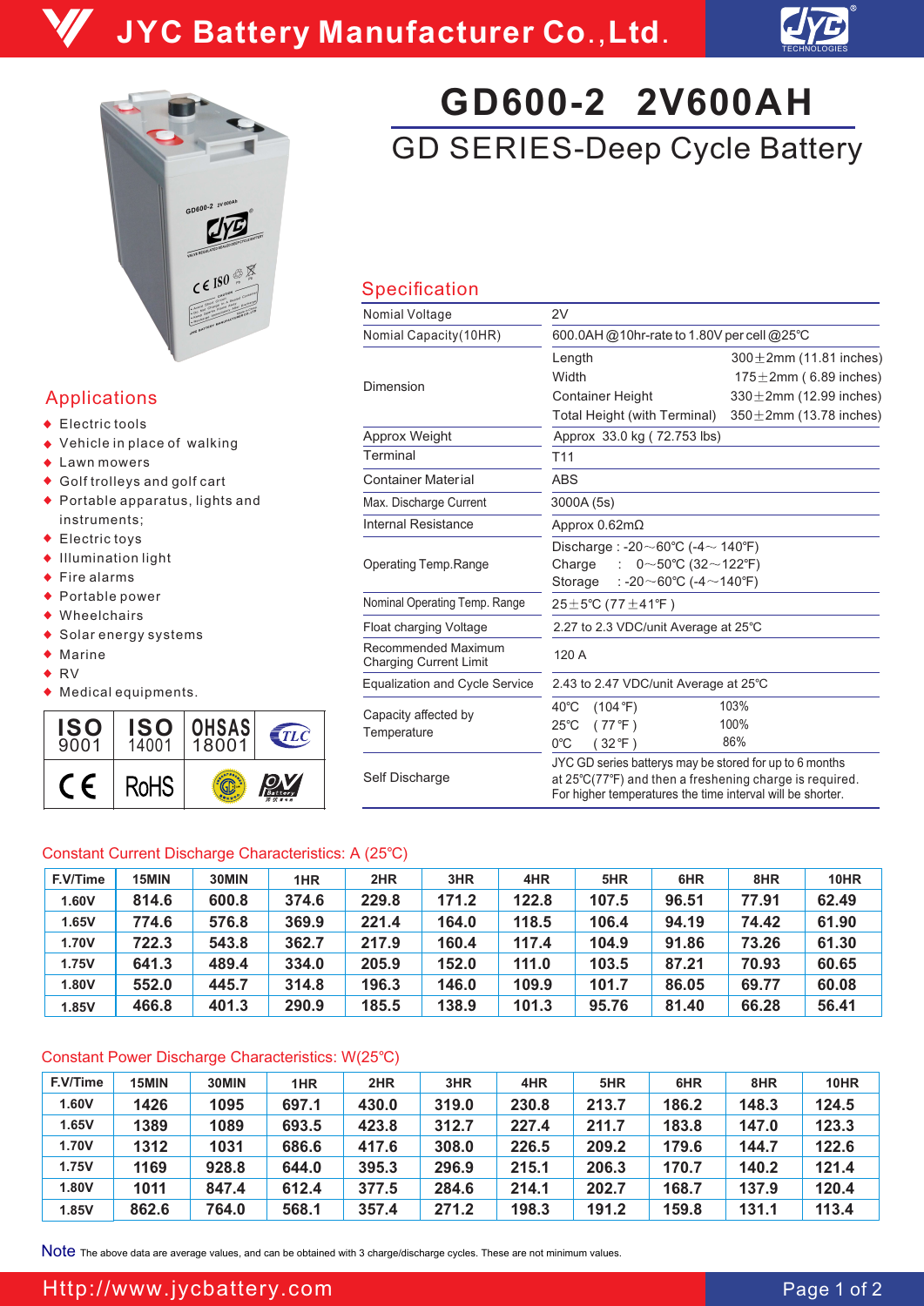# JYC Battery Manufacturer Co.,Ltd.

# GD600-2 2V600AH

## GD SERIES-Deep Cycle Battery

## Applications

- Electric tools
- Vehicle in place of walking
- Lawn mowers
- Golf trolleys and golf cart
- Portable apparatus, lights and instruments;
- Electric toys
- Illumination light
- Fire alarms
- Portable power
- Wheelchairs
- Solar energy systems
- Marine
- RV
- Medical equipments.

ISO 9001 | ISO 14001 | OHSAS 18001 | TLC | CE | RoHS

## Specification

| | | |
|---|---|---|
| Nomial Voltage | 2V | |
| Nomial Capacity(10HR) | 600.0AH @10hr-rate to 1.80V per cell @25℃ | |
| Dimension | Length | 300±2mm (11.81 inches) |
| | Width | 175±2mm ( 6.89 inches) |
| | Container Height | 330±2mm (12.99 inches) |
| | Total Height (with Terminal) | 350±2mm (13.78 inches) |
| Approx Weight | Approx 33.0 kg ( 72.753 lbs) | |
| Terminal | T11 | |
| Container Material | ABS | |
| Max. Discharge Current | 3000A (5s) | |
| Internal Resistance | Approx 0.62mΩ | |
| Operating Temp.Range | Discharge : -20～60℃ (-4～140℉) | |
| | Charge : 0～50℃ (32～122℉) | |
| | Storage : -20～60℃ (-4～140℉) | |
| Nominal Operating Temp. Range | 25±5℃ (77±41℉ ) | |
| Float charging Voltage | 2.27 to 2.3 VDC/unit Average at 25℃ | |
| Recommended Maximum Charging Current Limit | 120 A | |
| Equalization and Cycle Service | 2.43 to 2.47 VDC/unit Average at 25℃ | |
| Capacity affected by Temperature | 40℃ (104℉) | 103% |
| | 25℃ ( 77℉ ) | 100% |
| | 0℃ ( 32℉ ) | 86% |
| Self Discharge | JYC GD series batterys may be stored for up to 6 months at 25℃(77℉) and then a freshening charge is required. For higher temperatures the time interval will be shorter. | |

## Constant Current Discharge Characteristics: A (25℃)

| F.V/Time | 15MIN | 30MIN | 1HR | 2HR | 3HR | 4HR | 5HR | 6HR | 8HR | 10HR |
|---|---|---|---|---|---|---|---|---|---|---|
| 1.60V | 814.6 | 600.8 | 374.6 | 229.8 | 171.2 | 122.8 | 107.5 | 96.51 | 77.91 | 62.49 |
| 1.65V | 774.6 | 576.8 | 369.9 | 221.4 | 164.0 | 118.5 | 106.4 | 94.19 | 74.42 | 61.90 |
| 1.70V | 722.3 | 543.8 | 362.7 | 217.9 | 160.4 | 117.4 | 104.9 | 91.86 | 73.26 | 61.30 |
| 1.75V | 641.3 | 489.4 | 334.0 | 205.9 | 152.0 | 111.0 | 103.5 | 87.21 | 70.93 | 60.65 |
| 1.80V | 552.0 | 445.7 | 314.8 | 196.3 | 146.0 | 109.9 | 101.7 | 86.05 | 69.77 | 60.08 |
| 1.85V | 466.8 | 401.3 | 290.9 | 185.5 | 138.9 | 101.3 | 95.76 | 81.40 | 66.28 | 56.41 |

## Constant Power Discharge Characteristics: W(25℃)

| F.V/Time | 15MIN | 30MIN | 1HR | 2HR | 3HR | 4HR | 5HR | 6HR | 8HR | 10HR |
|---|---|---|---|---|---|---|---|---|---|---|
| 1.60V | 1426 | 1095 | 697.1 | 430.0 | 319.0 | 230.8 | 213.7 | 186.2 | 148.3 | 124.5 |
| 1.65V | 1389 | 1089 | 693.5 | 423.8 | 312.7 | 227.4 | 211.7 | 183.8 | 147.0 | 123.3 |
| 1.70V | 1312 | 1031 | 686.6 | 417.6 | 308.0 | 226.5 | 209.2 | 179.6 | 144.7 | 122.6 |
| 1.75V | 1169 | 928.8 | 644.0 | 395.3 | 296.9 | 215.1 | 206.3 | 170.7 | 140.2 | 121.4 |
| 1.80V | 1011 | 847.4 | 612.4 | 377.5 | 284.6 | 214.1 | 202.7 | 168.7 | 137.9 | 120.4 |
| 1.85V | 862.6 | 764.0 | 568.1 | 357.4 | 271.2 | 198.3 | 191.2 | 159.8 | 131.1 | 113.4 |

**Note** The above data are average values, and can be obtained with 3 charge/discharge cycles. These are not minimum values.

Http://www.jycbattery.com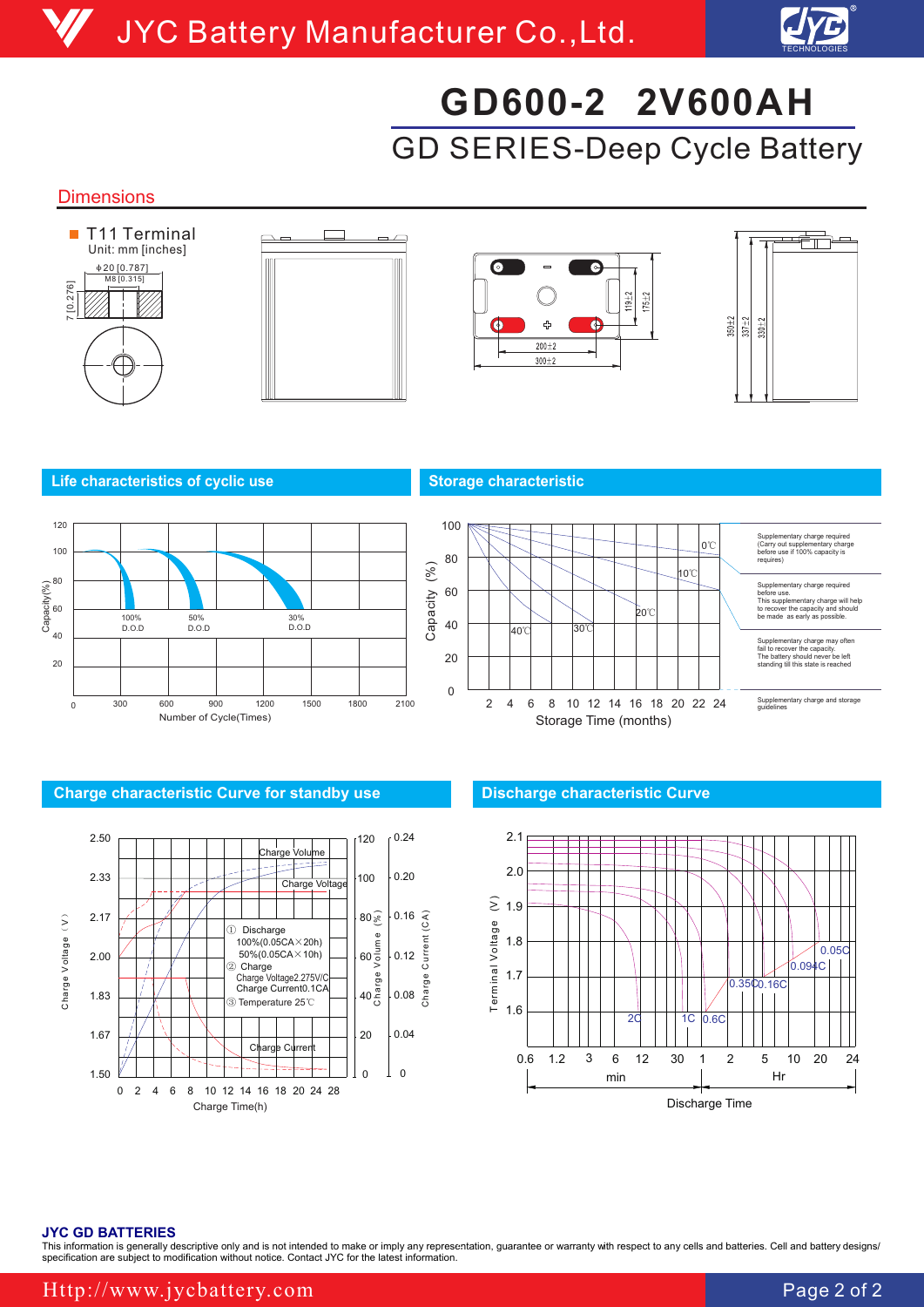# GD600-2 2V600AH

## GD SERIES-Deep Cycle Battery

## Dimensions

T11 Terminal

Unit: mm [inches]

Φ20 [0.787]

M8 [0.315]

7 [0.276]

119±2

175±2

200±2

300±2

350±2

337±2

330±2

## Life characteristics of cyclic use

Capacity(%)

100% D.O.D

50% D.O.D

30% D.O.D

Number of Cycle(Times)

## Storage characteristic

Capacity (%)

0℃

10℃

20℃

30℃

40℃

Storage Time (months)

Supplementary charge required (Carry out supplementary charge before use if 100% capacity is requires)

Supplementary charge required before use. This supplementary charge will help to recover the capacity and should be made as early as possible.

Supplementary charge may often fail to recover the capacity. The battery should never be left standing till this state is reached

Supplementary charge and storage guidelines

## Charge characteristic Curve for standby use

Charge Volume

Charge Voltage

① Discharge
100%(0.05CA×20h)
50%(0.05CA×10h)

② Charge
Charge Voltage2.275V/C
Charge Current0.1CA

③ Temperature 25℃

Charge Current

Charge Voltage (V)

Charge Volume (%)

Charge Current (CA)

Charge Time(h)

## Discharge characteristic Curve

Terminal Voltage (V)

2C, 1C, 0.6C, 0.35C, 0.16C, 0.094C, 0.05C

min / Hr

Discharge Time

**JYC GD BATTERIES**

This information is generally descriptive only and is not intended to make or imply any representation, guarantee or warranty with respect to any cells and batteries. Cell and battery designs/ specification are subject to modification without notice. Contact JYC for the latest information.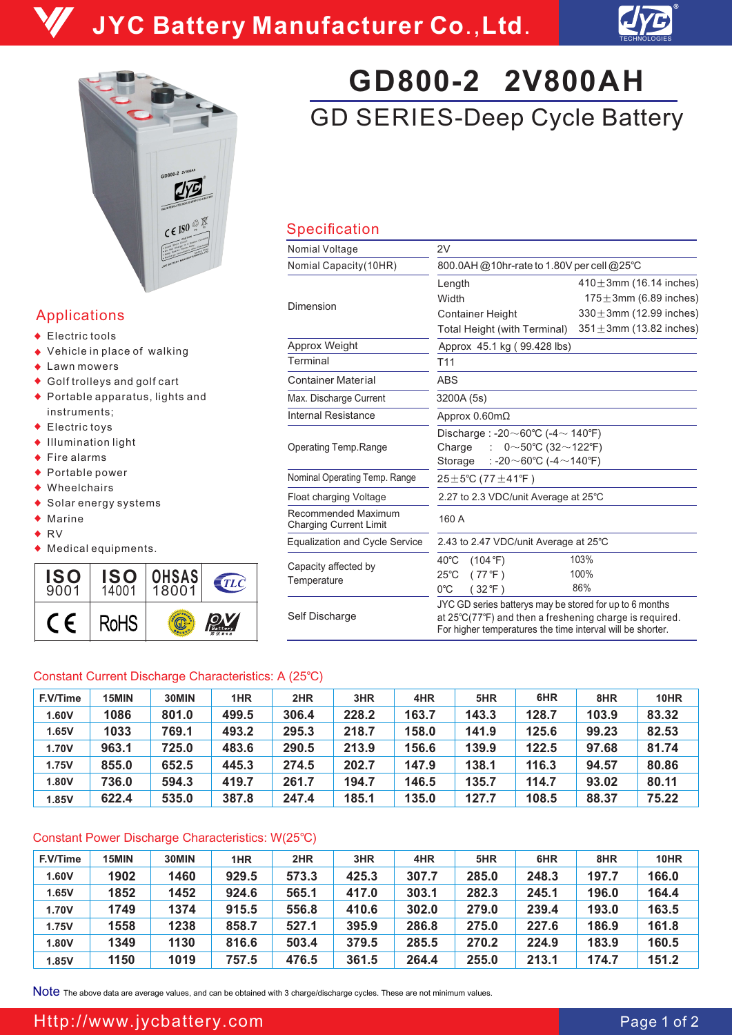# GD800-2 2V800AH

## GD SERIES-Deep Cycle Battery

## Specification

| | | |
|---|---|---|
| Nomial Voltage | 2V | |
| Nomial Capacity(10HR) | 800.0AH @10hr-rate to 1.80V per cell @25℃ | |
| Dimension | Length | 410±3mm (16.14 inches) |
| | Width | 175±3mm (6.89 inches) |
| | Container Height | 330±3mm (12.99 inches) |
| | Total Height (with Terminal) | 351±3mm (13.82 inches) |
| Approx Weight | Approx 45.1 kg ( 99.428 lbs) | |
| Terminal | T11 | |
| Container Material | ABS | |
| Max. Discharge Current | 3200A (5s) | |
| Internal Resistance | Approx 0.60mΩ | |
| Operating Temp.Range | Discharge : -20～60℃ (-4～140℉) | |
| | Charge : 0～50℃ (32～122℉) | |
| | Storage : -20～60℃ (-4～140℉) | |
| Nominal Operating Temp. Range | 25±5℃ (77±41℉ ) | |
| Float charging Voltage | 2.27 to 2.3 VDC/unit Average at 25℃ | |
| Recommended Maximum Charging Current Limit | 160 A | |
| Equalization and Cycle Service | 2.43 to 2.47 VDC/unit Average at 25℃ | |
| Capacity affected by Temperature | 40℃ (104℉) | 103% |
| | 25℃ (77℉) | 100% |
| | 0℃ (32℉) | 86% |
| Self Discharge | JYC GD series batterys may be stored for up to 6 months at 25℃(77℉) and then a freshening charge is required. For higher temperatures the time interval will be shorter. | |

## Applications

- Electric tools
- Vehicle in place of walking
- Lawn mowers
- Golf trolleys and golf cart
- Portable apparatus, lights and instruments;
- Electric toys
- Illumination light
- Fire alarms
- Portable power
- Wheelchairs
- Solar energy systems
- Marine
- RV
- Medical equipments.

ISO 9001 | ISO 14001 | OHSAS 18001 | TLC | CE | RoHS

## Constant Current Discharge Characteristics: A (25℃)

| F.V/Time | 15MIN | 30MIN | 1HR | 2HR | 3HR | 4HR | 5HR | 6HR | 8HR | 10HR |
|---|---|---|---|---|---|---|---|---|---|---|
| 1.60V | 1086 | 801.0 | 499.5 | 306.4 | 228.2 | 163.7 | 143.3 | 128.7 | 103.9 | 83.32 |
| 1.65V | 1033 | 769.1 | 493.2 | 295.3 | 218.7 | 158.0 | 141.9 | 125.6 | 99.23 | 82.53 |
| 1.70V | 963.1 | 725.0 | 483.6 | 290.5 | 213.9 | 156.6 | 139.9 | 122.5 | 97.68 | 81.74 |
| 1.75V | 855.0 | 652.5 | 445.3 | 274.5 | 202.7 | 147.9 | 138.1 | 116.3 | 94.57 | 80.86 |
| 1.80V | 736.0 | 594.3 | 419.7 | 261.7 | 194.7 | 146.5 | 135.7 | 114.7 | 93.02 | 80.11 |
| 1.85V | 622.4 | 535.0 | 387.8 | 247.4 | 185.1 | 135.0 | 127.7 | 108.5 | 88.37 | 75.22 |

## Constant Power Discharge Characteristics: W(25℃)

| F.V/Time | 15MIN | 30MIN | 1HR | 2HR | 3HR | 4HR | 5HR | 6HR | 8HR | 10HR |
|---|---|---|---|---|---|---|---|---|---|---|
| 1.60V | 1902 | 1460 | 929.5 | 573.3 | 425.3 | 307.7 | 285.0 | 248.3 | 197.7 | 166.0 |
| 1.65V | 1852 | 1452 | 924.6 | 565.1 | 417.0 | 303.1 | 282.3 | 245.1 | 196.0 | 164.4 |
| 1.70V | 1749 | 1374 | 915.5 | 556.8 | 410.6 | 302.0 | 279.0 | 239.4 | 193.0 | 163.5 |
| 1.75V | 1558 | 1238 | 858.7 | 527.1 | 395.9 | 286.8 | 275.0 | 227.6 | 186.9 | 161.8 |
| 1.80V | 1349 | 1130 | 816.6 | 503.4 | 379.5 | 285.5 | 270.2 | 224.9 | 183.9 | 160.5 |
| 1.85V | 1150 | 1019 | 757.5 | 476.5 | 361.5 | 264.4 | 255.0 | 213.1 | 174.7 | 151.2 |

**Note** The above data are average values, and can be obtained with 3 charge/discharge cycles. These are not minimum values.

Http://www.jycbattery.com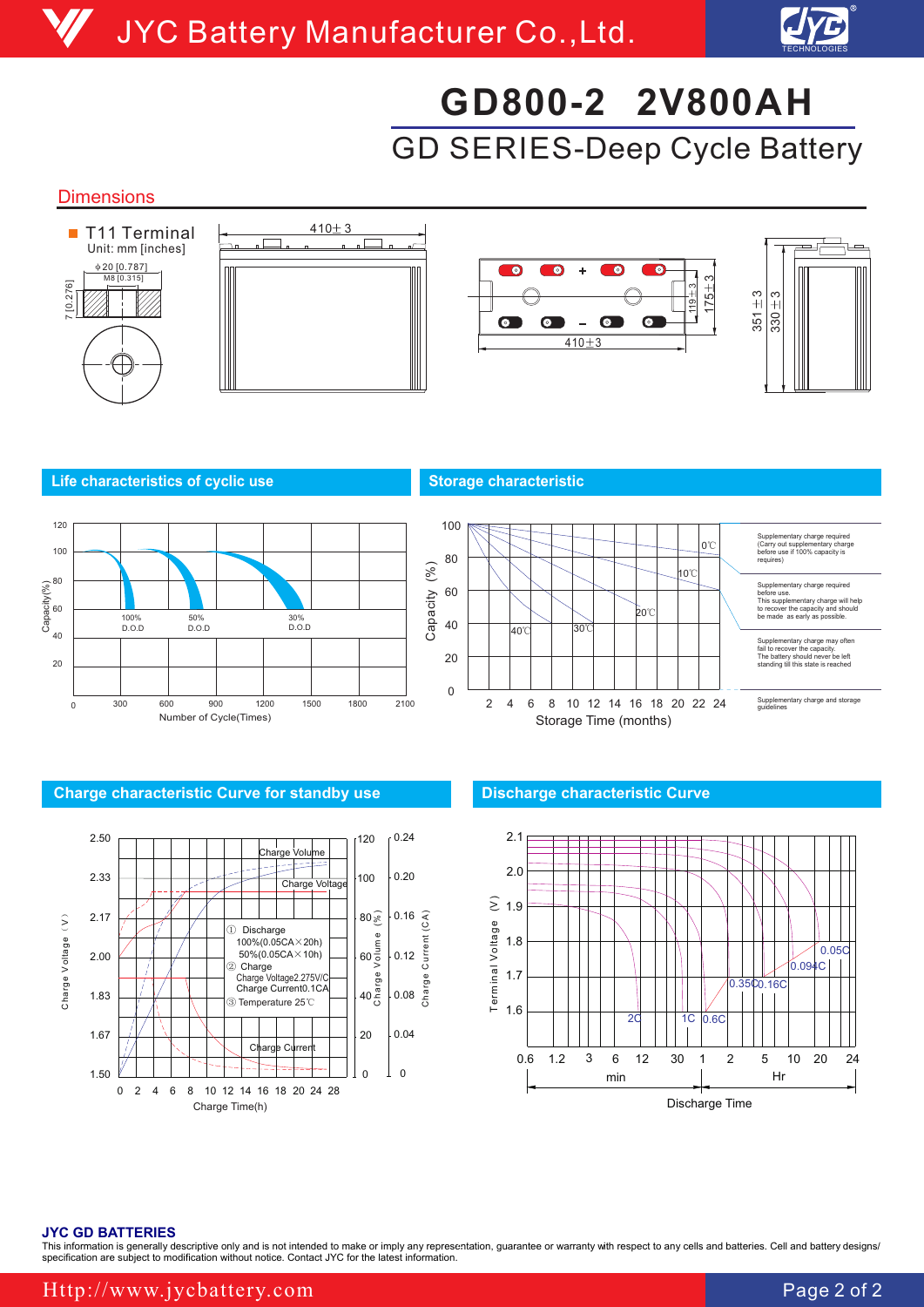# GD800-2 2V800AH

## GD SERIES-Deep Cycle Battery

## Dimensions

T11 Terminal
Unit: mm [inches]

Φ20 [0.787]
M8 [0.315]
7 [0.276]

410±3
410±3
119±3
175±3
351±3
330±3

## Life characteristics of cyclic use

Capacity(%)
120
100
80
60
40
20
0
300
600
900
1200
1500
1800
2100
100% D.O.D
50% D.O.D
30% D.O.D
Number of Cycle(Times)

## Storage characteristic

Capacity (%)
100
80
60
40
20
0
2 4 6 8 10 12 14 16 18 20 22 24
Storage Time (months)
0℃
10℃
20℃
30℃
40℃

Supplementary charge required (Carry out supplementary charge before use if 100% capacity is requires)

Supplementary charge required before use. This supplementary charge will help to recover the capacity and should be made as early as possible.

Supplementary charge may often fail to recover the capacity. The battery should never be left standing till this state is reached

Supplementary charge and storage guidelines

## Charge characteristic Curve for standby use

Charge Voltage (V)
2.50
2.33
2.17
2.00
1.83
1.67
1.50
Charge Volume (%)
120
100
80
60
40
20
0
Charge Current (CA)
0.24
0.20
0.16
0.12
0.08
0.04
0
0 2 4 6 8 10 12 14 16 18 20 24 28
Charge Time(h)
Charge Volume
Charge Voltage
Charge Current

① Discharge
100%(0.05CA×20h)
50%(0.05CA×10h)
② Charge
Charge Voltage2.275V/C
Charge Current0.1CA
③ Temperature 25℃

## Discharge characteristic Curve

Terminal Voltage (V)
2.1
2.0
1.9
1.8
1.7
1.6
0.6 1.2 3 6 12 30 1 2 5 10 20 24
min
Hr
Discharge Time
2C
1C
0.6C
0.35C
0.16C
0.094C
0.05C

**JYC GD BATTERIES**

This information is generally descriptive only and is not intended to make or imply any representation, guarantee or warranty with respect to any cells and batteries. Cell and battery designs/specification are subject to modification without notice. Contact JYC for the latest information.